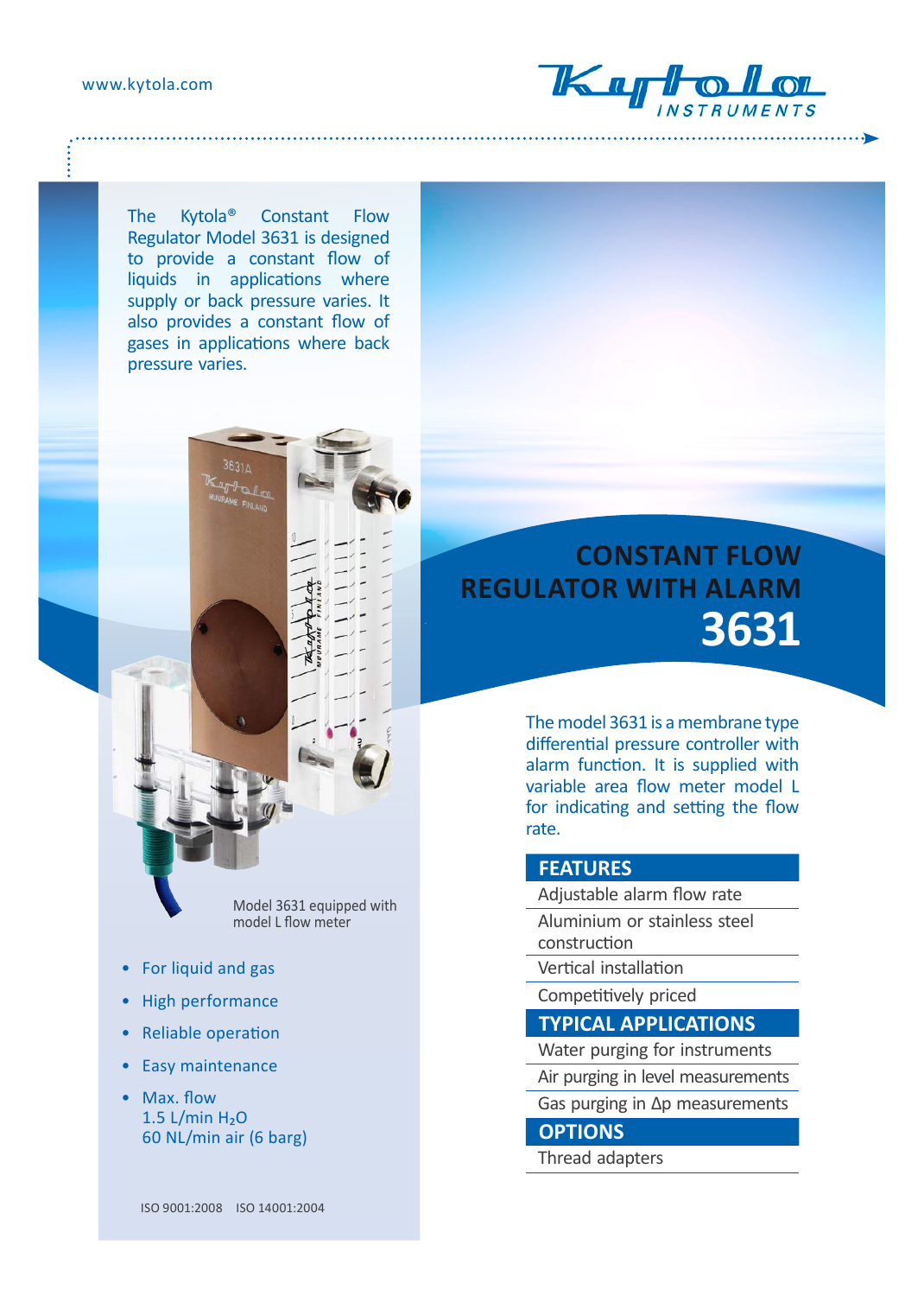www.kytola.com

Kytola INSTRUMENTS

The Kytola® Constant Flow Regulator Model 3631 is designed to provide a constant flow of liquids in applications where supply or back pressure varies. It also provides a constant flow of gases in applications where back pressure varies.

Model 3631 equipped with model L flow meter

- For liquid and gas
- High performance
- Reliable operation
- Easy maintenance
- Max. flow
  1.5 L/min $H_2O$
  60 NL/min air (6 barg)

ISO 9001:2008 ISO 14001:2004

# CONSTANT FLOW REGULATOR WITH ALARM 3631

The model 3631 is a membrane type differential pressure controller with alarm function. It is supplied with variable area flow meter model L for indicating and setting the flow rate.

## FEATURES

- Adjustable alarm flow rate
- Aluminium or stainless steel construction
- Vertical installation
- Competitively priced

## TYPICAL APPLICATIONS

- Water purging for instruments
- Air purging in level measurements
- Gas purging in Δp measurements

## OPTIONS

- Thread adapters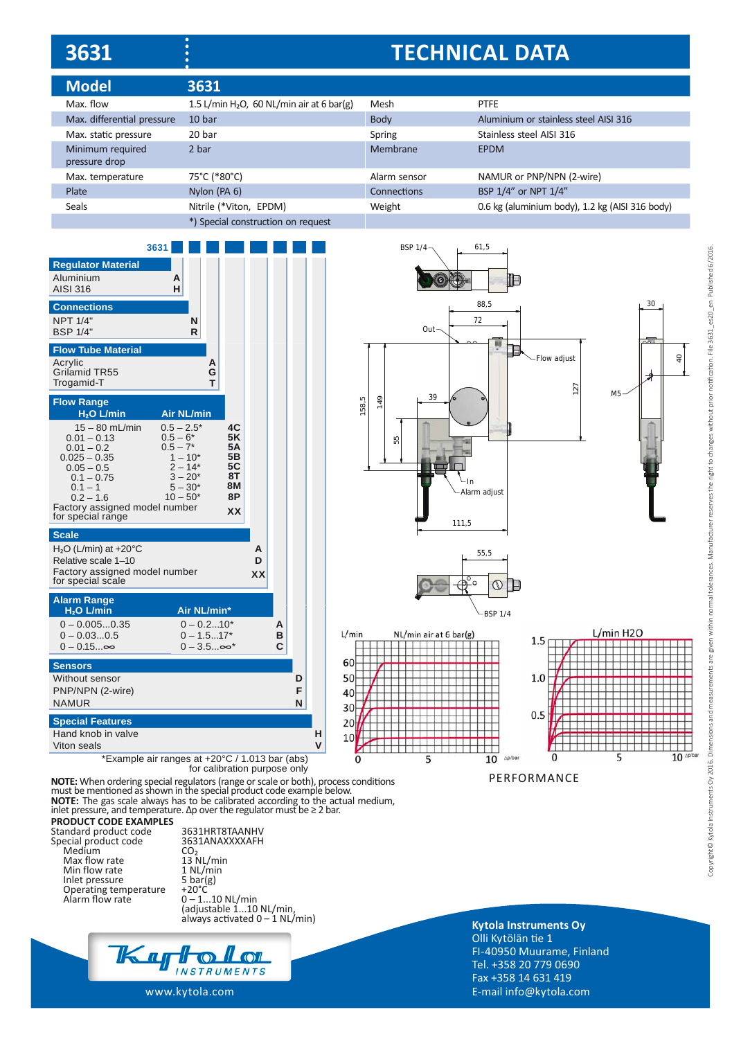# 3631 TECHNICAL DATA

| Model | 3631 | | |
|---|---|---|---|
| Max. flow | 1.5 L/min $H_2O$, 60 NL/min air at 6 bar(g) | Mesh | PTFE |
| Max. differential pressure | 10 bar | Body | Aluminium or stainless steel AISI 316 |
| Max. static pressure | 20 bar | Spring | Stainless steel AISI 316 |
| Minimum required pressure drop | 2 bar | Membrane | EPDM |
| Max. temperature | 75°C (*80°C) | Alarm sensor | NAMUR or PNP/NPN (2-wire) |
| Plate | Nylon (PA 6) | Connections | BSP 1/4” or NPT 1/4” |
| Seals | Nitrile (*Viton, EPDM) | Weight | 0.6 kg (aluminium body), 1.2 kg (AISI 316 body) |
| | *) Special construction on request | | |

## 3631 ■ ■ ■ ■■ ■ ■ ■ ■

**Regulator Material**

| | |
|---|---|
| Aluminium | A |
| AISI 316 | H |

**Connections**

| | |
|---|---|
| NPT 1/4" | N |
| BSP 1/4" | R |

**Flow Tube Material**

| | |
|---|---|
| Acrylic | A |
| Grilamid TR55 | G |
| Trogamid-T | T |

**Flow Range**

| $H_2O$ L/min | Air NL/min | |
|---|---|---|
| 15 – 80 mL/min | 0.5 – 2.5* | 4C |
| 0.01 – 0.13 | 0.5 – 6* | 5K |
| 0.01 – 0.2 | 0.5 – 7* | 5A |
| 0.025 – 0.35 | 1 – 10* | 5B |
| 0.05 – 0.5 | 2 – 14* | 5C |
| 0.1 – 0.75 | 3 – 20* | 8T |
| 0.1 – 1 | 5 – 30* | 8M |
| 0.2 – 1.6 | 10 – 50* | 8P |
| Factory assigned model number for special range | | XX |

**Scale**

| | |
|---|---|
| $H_2O$ (L/min) at +20°C | A |
| Relative scale 1–10 | D |
| Factory assigned model number for special scale | XX |

**Alarm Range**

| $H_2O$ L/min | Air NL/min* | |
|---|---|---|
| 0 – 0.005...0.35 | 0 – 0.2...10* | A |
| 0 – 0.03...0.5 | 0 – 1.5...17* | B |
| 0 – 0.15...∞ | 0 – 3.5...∞* | C |

**Sensors**

| | |
|---|---|
| Without sensor | D |
| PNP/NPN (2-wire) | F |
| NAMUR | N |

**Special Features**

| | |
|---|---|
| Hand knob in valve | H |
| Viton seals | V |

*Example air ranges at +20°C / 1.013 bar (abs) for calibration purpose only

BSP 1/4
61,5
88,5
72
Out
Flow adjust
30
40
M5
158,5
149
127
39
55
In
Alarm adjust
111,5
55,5
BSP 1/4

L/min
NL/min air at 6 bar(g)
60
50
40
30
20
10
0
5
10
Δp/bar

L/min H2O
1.5
1.0
0.5
0
5
10
Δp/bar

PERFORMANCE

**NOTE:** When ordering special regulators (range or scale or both), process conditions must be mentioned as shown in the special product code example below.
**NOTE:** The gas scale always has to be calibrated according to the actual medium, inlet pressure, and temperature. Δp over the regulator must be ≥ 2 bar.

**PRODUCT CODE EXAMPLES**

| | |
|---|---|
| Standard product code | 3631HRT8TAANHV |
| Special product code | 3631ANAXXXXAFH |
| Medium | $CO_2$ |
| Max flow rate | 13 NL/min |
| Min flow rate | 1 NL/min |
| Inlet pressure | 5 bar(g) |
| Operating temperature | +20°C |
| Alarm flow rate | 0 – 1...10 NL/min (adjustable 1...10 NL/min, always activated 0 – 1 NL/min) |

Kytola INSTRUMENTS

www.kytola.com

**Kytola Instruments Oy**
Olli Kytölän tie 1
FI-40950 Muurame, Finland
Tel. +358 20 779 0690
Fax +358 14 631 419
E-mail info@kytola.com

Copyright© Kytola Instruments Oy 2016. Dimensions and measurements are given within normal tolerances. Manufacturer reserves the right to changes without prior notification. File 3631_ex20_en Published 6/2016.